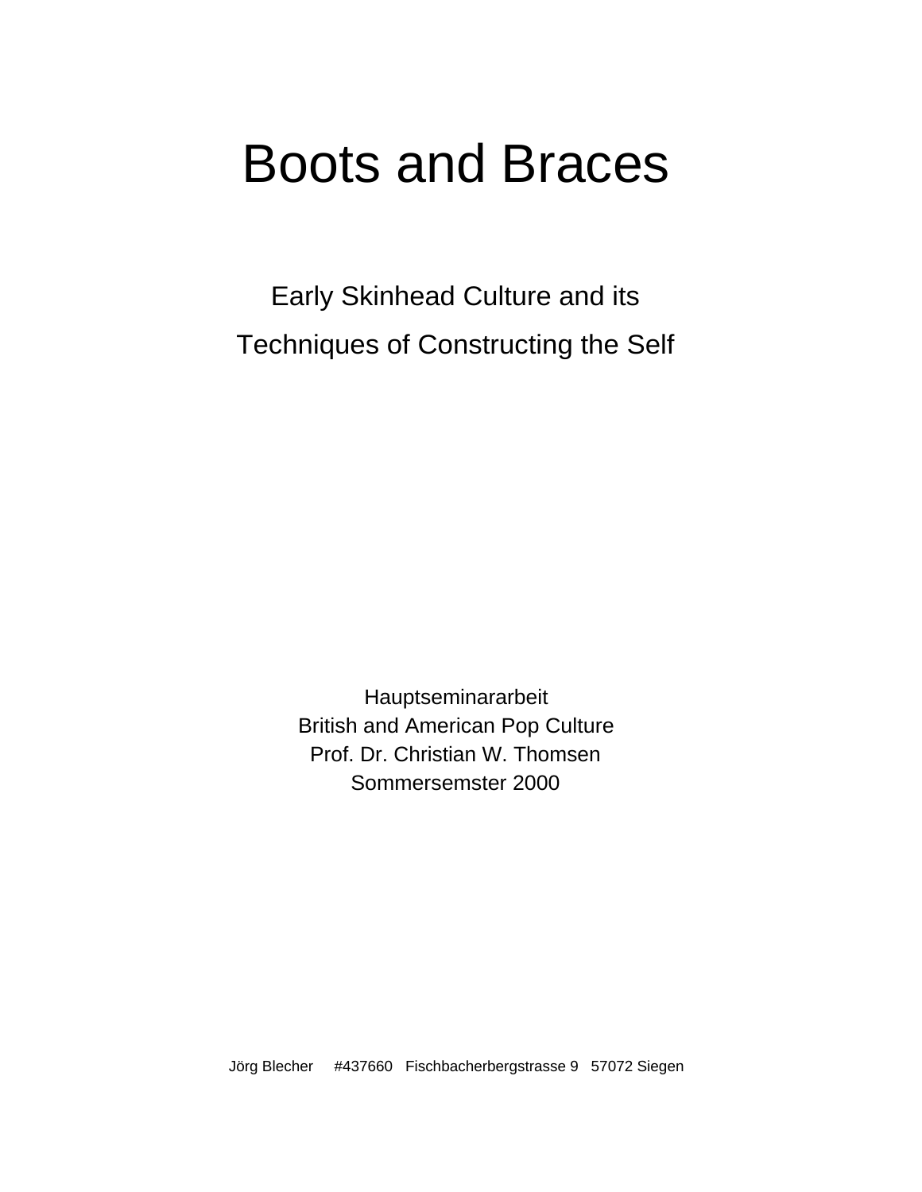# Boots and Braces

## Early Skinhead Culture and its Techniques of Constructing the Self

Hauptseminararbeit
British and American Pop Culture
Prof. Dr. Christian W. Thomsen
Sommersemster 2000

Jörg Blecher #437660 Fischbacherbergstrasse 9 57072 Siegen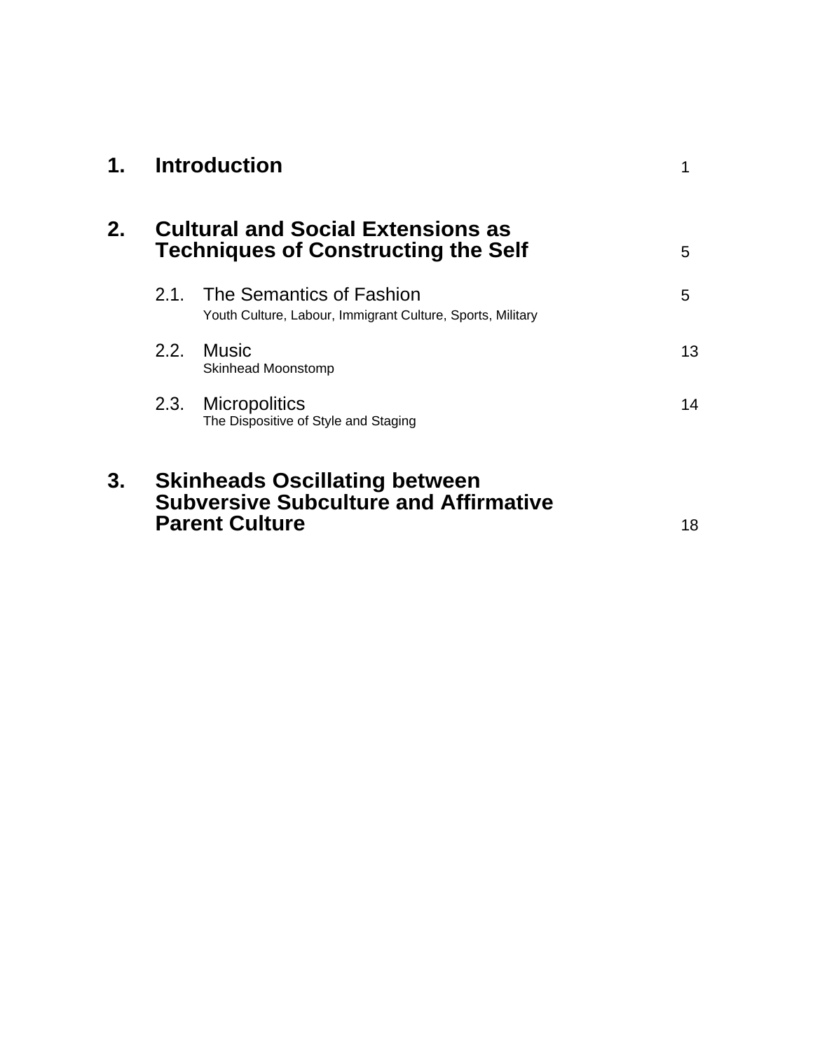**1. Introduction** 1

**2. Cultural and Social Extensions as Techniques of Constructing the Self** 5

2.1. The Semantics of Fashion 5
Youth Culture, Labour, Immigrant Culture, Sports, Military

2.2. Music 13
Skinhead Moonstomp

2.3. Micropolitics 14
The Dispositive of Style and Staging

**3. Skinheads Oscillating between Subversive Subculture and Affirmative Parent Culture** 18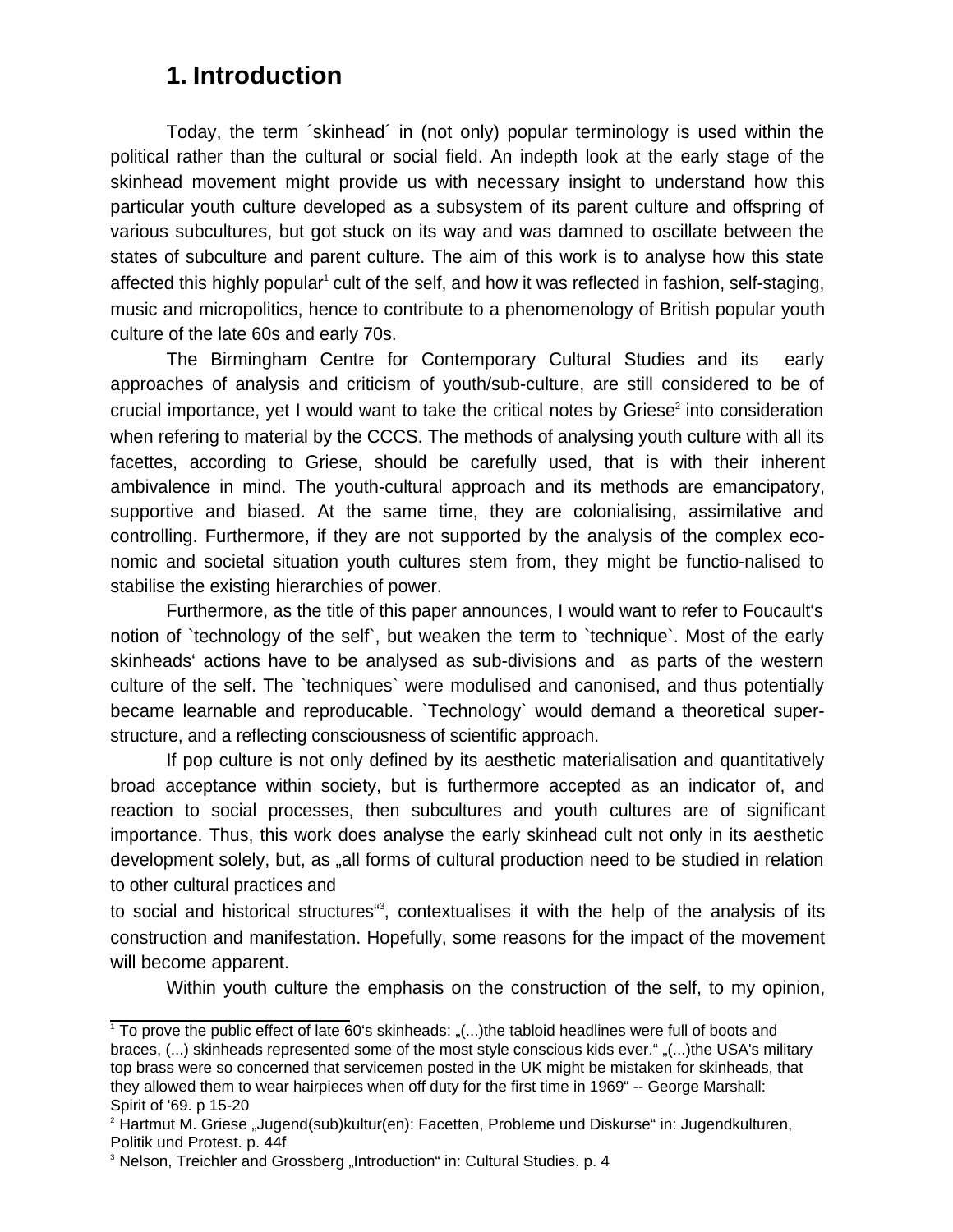# 1. Introduction

Today, the term ´skinhead´ in (not only) popular terminology is used within the political rather than the cultural or social field. An indepth look at the early stage of the skinhead movement might provide us with necessary insight to understand how this particular youth culture developed as a subsystem of its parent culture and offspring of various subcultures, but got stuck on its way and was damned to oscillate between the states of subculture and parent culture. The aim of this work is to analyse how this state affected this highly popular[1] cult of the self, and how it was reflected in fashion, self-staging, music and micropolitics, hence to contribute to a phenomenology of British popular youth culture of the late 60s and early 70s.

The Birmingham Centre for Contemporary Cultural Studies and its early approaches of analysis and criticism of youth/sub-culture, are still considered to be of crucial importance, yet I would want to take the critical notes by Griese[2] into consideration when refering to material by the CCCS. The methods of analysing youth culture with all its facettes, according to Griese, should be carefully used, that is with their inherent ambivalence in mind. The youth-cultural approach and its methods are emancipatory, supportive and biased. At the same time, they are colonialising, assimilative and controlling. Furthermore, if they are not supported by the analysis of the complex economic and societal situation youth cultures stem from, they might be functio-nalised to stabilise the existing hierarchies of power.

Furthermore, as the title of this paper announces, I would want to refer to Foucault's notion of `technology of the self`, but weaken the term to `technique`. Most of the early skinheads' actions have to be analysed as sub-divisions and as parts of the western culture of the self. The `techniques` were modulised and canonised, and thus potentially became learnable and reproducable. `Technology` would demand a theoretical super-structure, and a reflecting consciousness of scientific approach.

If pop culture is not only defined by its aesthetic materialisation and quantitatively broad acceptance within society, but is furthermore accepted as an indicator of, and reaction to social processes, then subcultures and youth cultures are of significant importance. Thus, this work does analyse the early skinhead cult not only in its aesthetic development solely, but, as „all forms of cultural production need to be studied in relation to other cultural practices and to social and historical structures"[3], contextualises it with the help of the analysis of its construction and manifestation. Hopefully, some reasons for the impact of the movement will become apparent.

Within youth culture the emphasis on the construction of the self, to my opinion,

---

[1] To prove the public effect of late 60's skinheads: „(...)the tabloid headlines were full of boots and braces, (...) skinheads represented some of the most style conscious kids ever." „(...)the USA's military top brass were so concerned that servicemen posted in the UK might be mistaken for skinheads, that they allowed them to wear hairpieces when off duty for the first time in 1969" -- George Marshall: Spirit of '69. p 15-20

[2] Hartmut M. Griese „Jugend(sub)kultur(en): Facetten, Probleme und Diskurse" in: Jugendkulturen, Politik und Protest. p. 44f

[3] Nelson, Treichler and Grossberg „Introduction" in: Cultural Studies. p. 4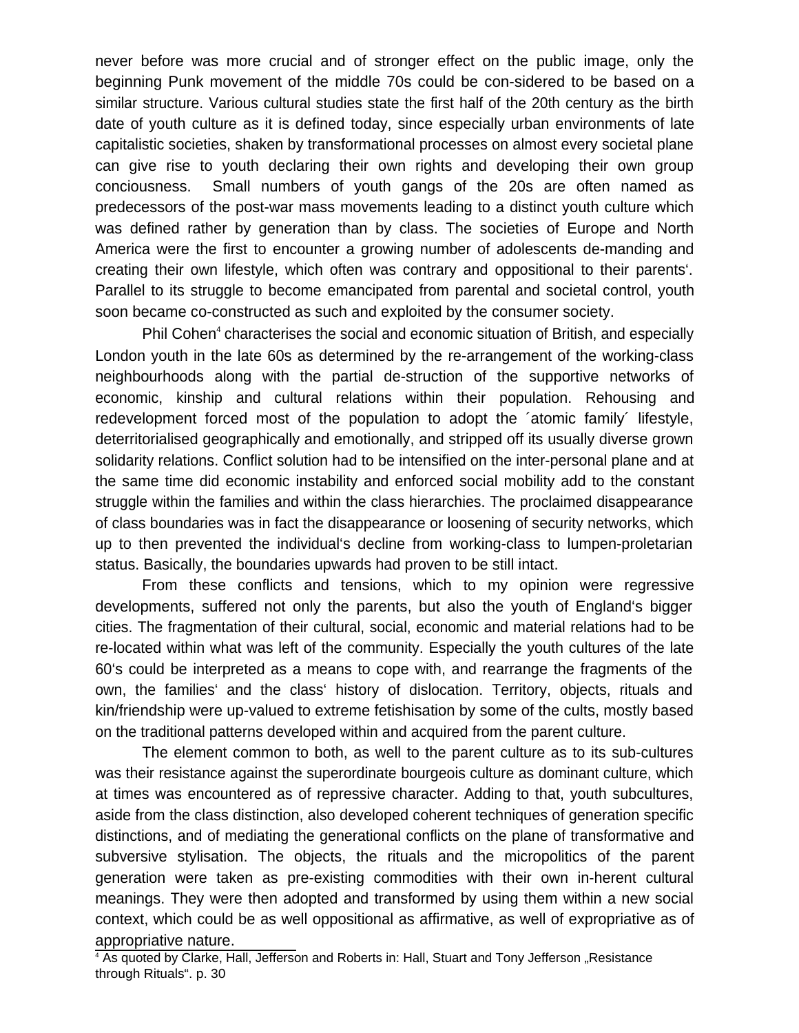never before was more crucial and of stronger effect on the public image, only the beginning Punk movement of the middle 70s could be con-sidered to be based on a similar structure. Various cultural studies state the first half of the 20th century as the birth date of youth culture as it is defined today, since especially urban environments of late capitalistic societies, shaken by transformational processes on almost every societal plane can give rise to youth declaring their own rights and developing their own group conciousness. Small numbers of youth gangs of the 20s are often named as predecessors of the post-war mass movements leading to a distinct youth culture which was defined rather by generation than by class. The societies of Europe and North America were the first to encounter a growing number of adolescents de-manding and creating their own lifestyle, which often was contrary and oppositional to their parents'. Parallel to its struggle to become emancipated from parental and societal control, youth soon became co-constructed as such and exploited by the consumer society.

Phil Cohen[4] characterises the social and economic situation of British, and especially London youth in the late 60s as determined by the re-arrangement of the working-class neighbourhoods along with the partial de-struction of the supportive networks of economic, kinship and cultural relations within their population. Rehousing and redevelopment forced most of the population to adopt the ´atomic family´ lifestyle, deterritorialised geographically and emotionally, and stripped off its usually diverse grown solidarity relations. Conflict solution had to be intensified on the inter-personal plane and at the same time did economic instability and enforced social mobility add to the constant struggle within the families and within the class hierarchies. The proclaimed disappearance of class boundaries was in fact the disappearance or loosening of security networks, which up to then prevented the individual's decline from working-class to lumpen-proletarian status. Basically, the boundaries upwards had proven to be still intact.

From these conflicts and tensions, which to my opinion were regressive developments, suffered not only the parents, but also the youth of England's bigger cities. The fragmentation of their cultural, social, economic and material relations had to be re-located within what was left of the community. Especially the youth cultures of the late 60's could be interpreted as a means to cope with, and rearrange the fragments of the own, the families' and the class' history of dislocation. Territory, objects, rituals and kin/friendship were up-valued to extreme fetishisation by some of the cults, mostly based on the traditional patterns developed within and acquired from the parent culture.

The element common to both, as well to the parent culture as to its sub-cultures was their resistance against the superordinate bourgeois culture as dominant culture, which at times was encountered as of repressive character. Adding to that, youth subcultures, aside from the class distinction, also developed coherent techniques of generation specific distinctions, and of mediating the generational conflicts on the plane of transformative and subversive stylisation. The objects, the rituals and the micropolitics of the parent generation were taken as pre-existing commodities with their own in-herent cultural meanings. They were then adopted and transformed by using them within a new social context, which could be as well oppositional as affirmative, as well of expropriative as of appropriative nature.

[4] As quoted by Clarke, Hall, Jefferson and Roberts in: Hall, Stuart and Tony Jefferson „Resistance through Rituals". p. 30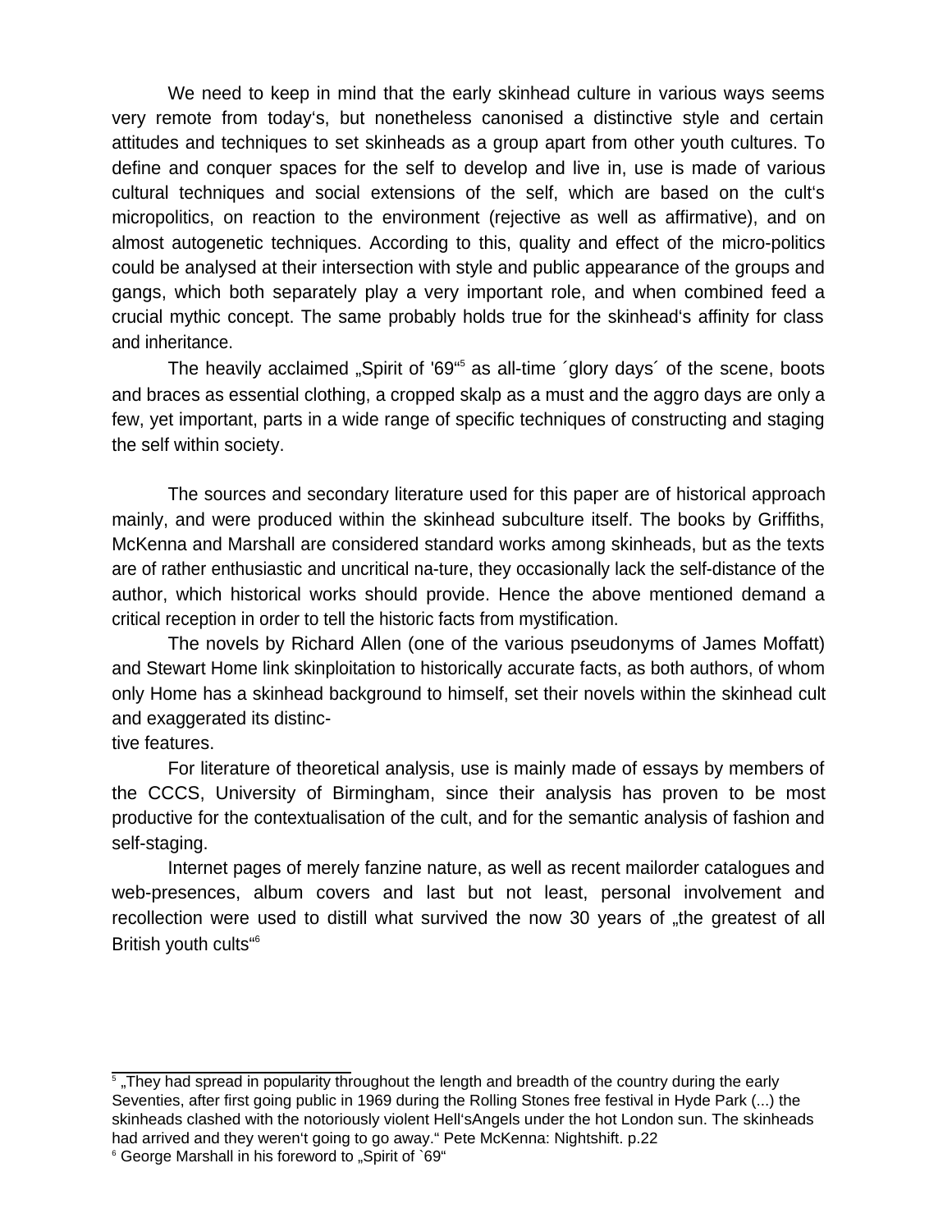We need to keep in mind that the early skinhead culture in various ways seems very remote from today‘s, but nonetheless canonised a distinctive style and certain attitudes and techniques to set skinheads as a group apart from other youth cultures. To define and conquer spaces for the self to develop and live in, use is made of various cultural techniques and social extensions of the self, which are based on the cult‘s micropolitics, on reaction to the environment (rejective as well as affirmative), and on almost autogenetic techniques. According to this, quality and effect of the micro-politics could be analysed at their intersection with style and public appearance of the groups and gangs, which both separately play a very important role, and when combined feed a crucial mythic concept. The same probably holds true for the skinhead‘s affinity for class and inheritance.

The heavily acclaimed „Spirit of '69“[5] as all-time ´glory days´ of the scene, boots and braces as essential clothing, a cropped skalp as a must and the aggro days are only a few, yet important, parts in a wide range of specific techniques of constructing and staging the self within society.

The sources and secondary literature used for this paper are of historical approach mainly, and were produced within the skinhead subculture itself. The books by Griffiths, McKenna and Marshall are considered standard works among skinheads, but as the texts are of rather enthusiastic and uncritical na-ture, they occasionally lack the self-distance of the author, which historical works should provide. Hence the above mentioned demand a critical reception in order to tell the historic facts from mystification.

The novels by Richard Allen (one of the various pseudonyms of James Moffatt) and Stewart Home link skinploitation to historically accurate facts, as both authors, of whom only Home has a skinhead background to himself, set their novels within the skinhead cult and exaggerated its distinctive features.

For literature of theoretical analysis, use is mainly made of essays by members of the CCCS, University of Birmingham, since their analysis has proven to be most productive for the contextualisation of the cult, and for the semantic analysis of fashion and self-staging.

Internet pages of merely fanzine nature, as well as recent mailorder catalogues and web-presences, album covers and last but not least, personal involvement and recollection were used to distill what survived the now 30 years of „the greatest of all British youth cults“[6]

---

[5] „They had spread in popularity throughout the length and breadth of the country during the early Seventies, after first going public in 1969 during the Rolling Stones free festival in Hyde Park (...) the skinheads clashed with the notoriously violent Hell‘sAngels under the hot London sun. The skinheads had arrived and they weren‘t going to go away.“ Pete McKenna: Nightshift. p.22

[6] George Marshall in his foreword to „Spirit of `69“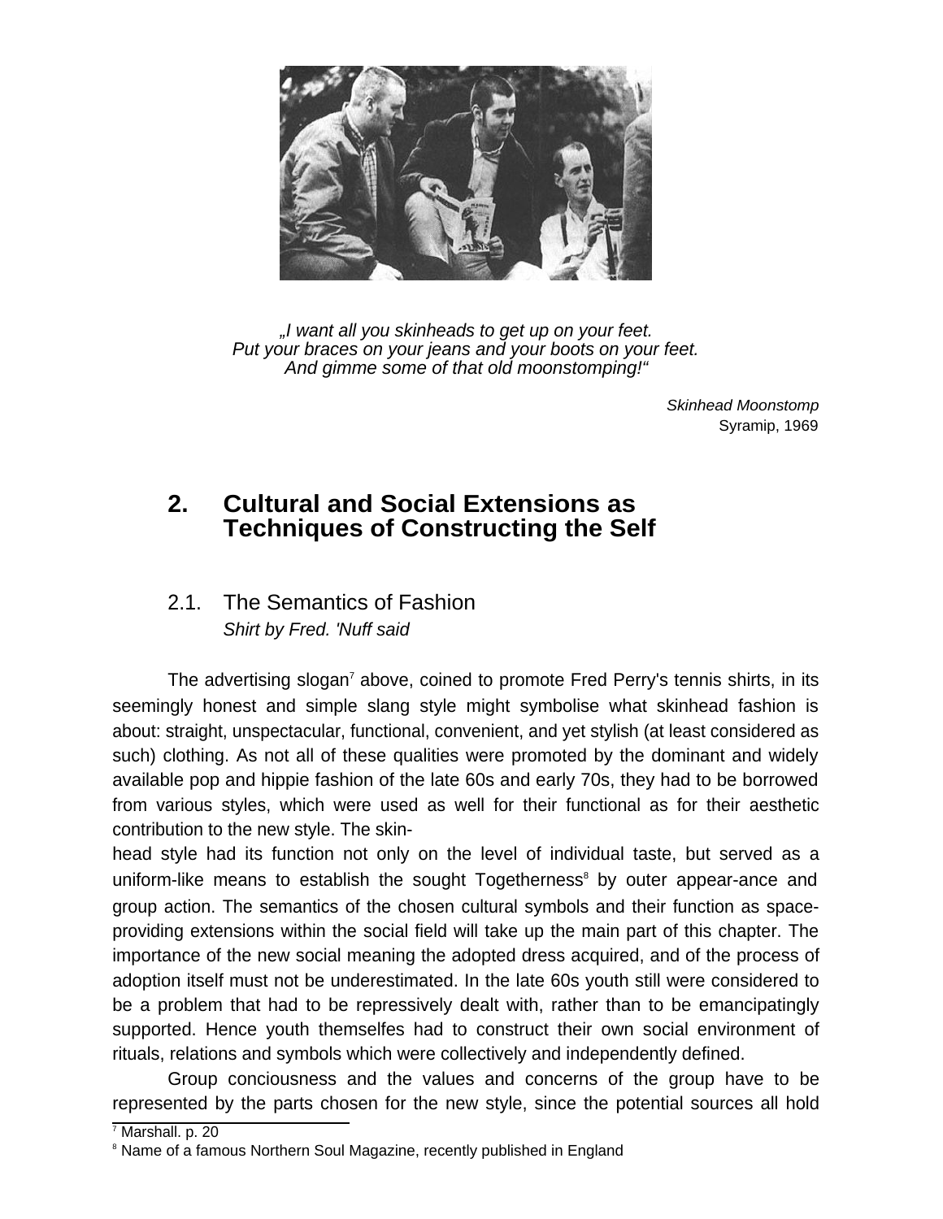*„I want all you skinheads to get up on your feet.*
*Put your braces on your jeans and your boots on your feet.*
*And gimme some of that old moonstomping!"*

*Skinhead Moonstomp*
Syramip, 1969

# 2. Cultural and Social Extensions as Techniques of Constructing the Self

## 2.1. The Semantics of Fashion

*Shirt by Fred. 'Nuff said*

The advertising slogan[7] above, coined to promote Fred Perry's tennis shirts, in its seemingly honest and simple slang style might symbolise what skinhead fashion is about: straight, unspectacular, functional, convenient, and yet stylish (at least considered as such) clothing. As not all of these qualities were promoted by the dominant and widely available pop and hippie fashion of the late 60s and early 70s, they had to be borrowed from various styles, which were used as well for their functional as for their aesthetic contribution to the new style. The skin-head style had its function not only on the level of individual taste, but served as a uniform-like means to establish the sought Togetherness[8] by outer appear-ance and group action. The semantics of the chosen cultural symbols and their function as space-providing extensions within the social field will take up the main part of this chapter. The importance of the new social meaning the adopted dress acquired, and of the process of adoption itself must not be underestimated. In the late 60s youth still were considered to be a problem that had to be repressively dealt with, rather than to be emancipatingly supported. Hence youth themselfes had to construct their own social environment of rituals, relations and symbols which were collectively and independently defined.

Group conciousness and the values and concerns of the group have to be represented by the parts chosen for the new style, since the potential sources all hold

[7] Marshall. p. 20

[8] Name of a famous Northern Soul Magazine, recently published in England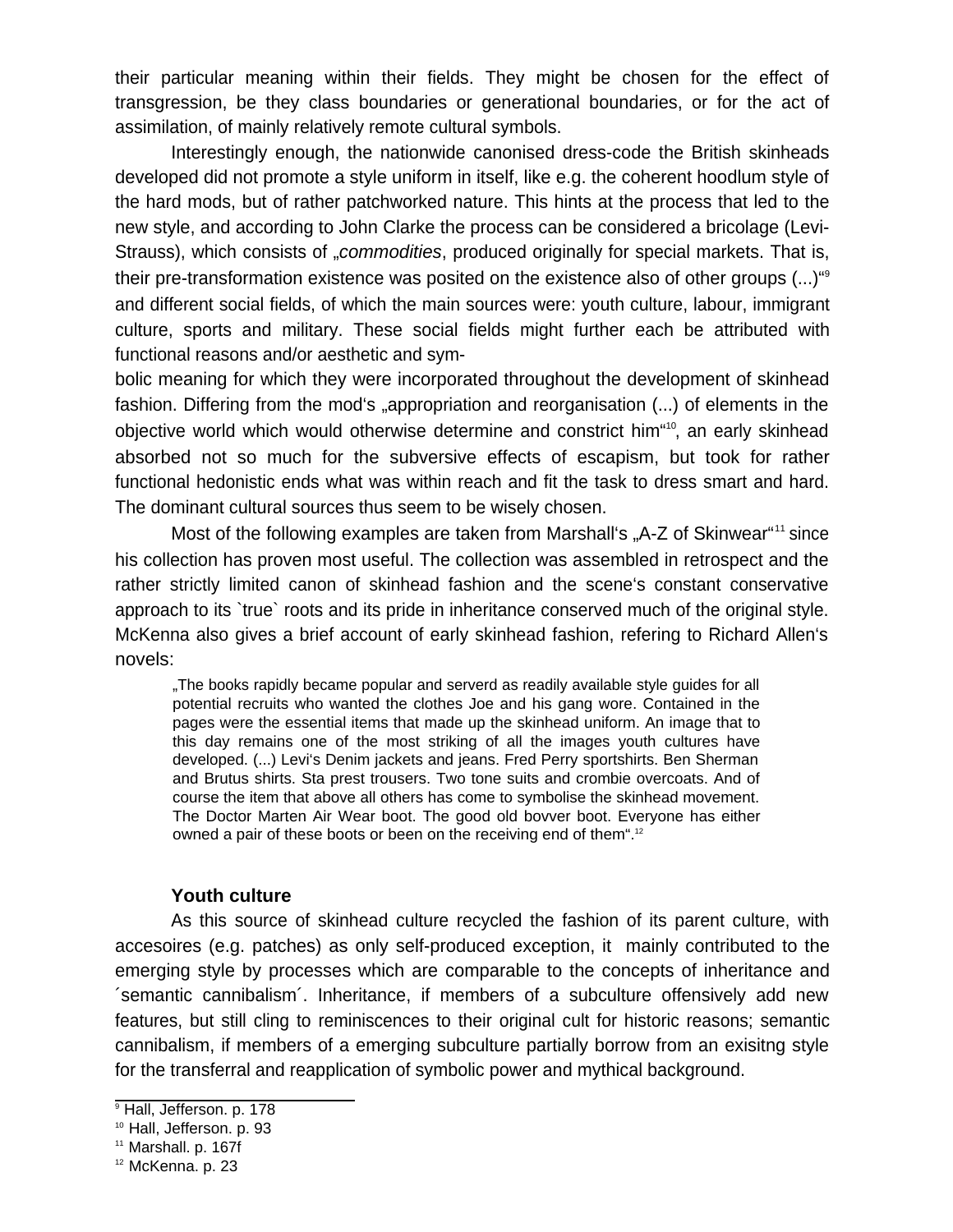their particular meaning within their fields. They might be chosen for the effect of transgression, be they class boundaries or generational boundaries, or for the act of assimilation, of mainly relatively remote cultural symbols.

Interestingly enough, the nationwide canonised dress-code the British skinheads developed did not promote a style uniform in itself, like e.g. the coherent hoodlum style of the hard mods, but of rather patchworked nature. This hints at the process that led to the new style, and according to John Clarke the process can be considered a bricolage (Levi-Strauss), which consists of „*commodities*, produced originally for special markets. That is, their pre-transformation existence was posited on the existence also of other groups (...)“[9] and different social fields, of which the main sources were: youth culture, labour, immigrant culture, sports and military. These social fields might further each be attributed with functional reasons and/or aesthetic and symbolic meaning for which they were incorporated throughout the development of skinhead fashion. Differing from the mod‘s „appropriation and reorganisation (...) of elements in the objective world which would otherwise determine and constrict him“[10], an early skinhead absorbed not so much for the subversive effects of escapism, but took for rather functional hedonistic ends what was within reach and fit the task to dress smart and hard. The dominant cultural sources thus seem to be wisely chosen.

Most of the following examples are taken from Marshall‘s „A-Z of Skinwear“[11] since his collection has proven most useful. The collection was assembled in retrospect and the rather strictly limited canon of skinhead fashion and the scene‘s constant conservative approach to its `true` roots and its pride in inheritance conserved much of the original style. McKenna also gives a brief account of early skinhead fashion, refering to Richard Allen‘s novels:

> „The books rapidly became popular and serverd as readily available style guides for all potential recruits who wanted the clothes Joe and his gang wore. Contained in the pages were the essential items that made up the skinhead uniform. An image that to this day remains one of the most striking of all the images youth cultures have developed. (...) Levi‘s Denim jackets and jeans. Fred Perry sportshirts. Ben Sherman and Brutus shirts. Sta prest trousers. Two tone suits and crombie overcoats. And of course the item that above all others has come to symbolise the skinhead movement. The Doctor Marten Air Wear boot. The good old bovver boot. Everyone has either owned a pair of these boots or been on the receiving end of them“.[12]

### Youth culture

As this source of skinhead culture recycled the fashion of its parent culture, with accesoires (e.g. patches) as only self-produced exception, it mainly contributed to the emerging style by processes which are comparable to the concepts of inheritance and ´semantic cannibalism´. Inheritance, if members of a subculture offensively add new features, but still cling to reminiscences to their original cult for historic reasons; semantic cannibalism, if members of a emerging subculture partially borrow from an exisitng style for the transferral and reapplication of symbolic power and mythical background.

[9] Hall, Jefferson. p. 178
[10] Hall, Jefferson. p. 93
[11] Marshall. p. 167f
[12] McKenna. p. 23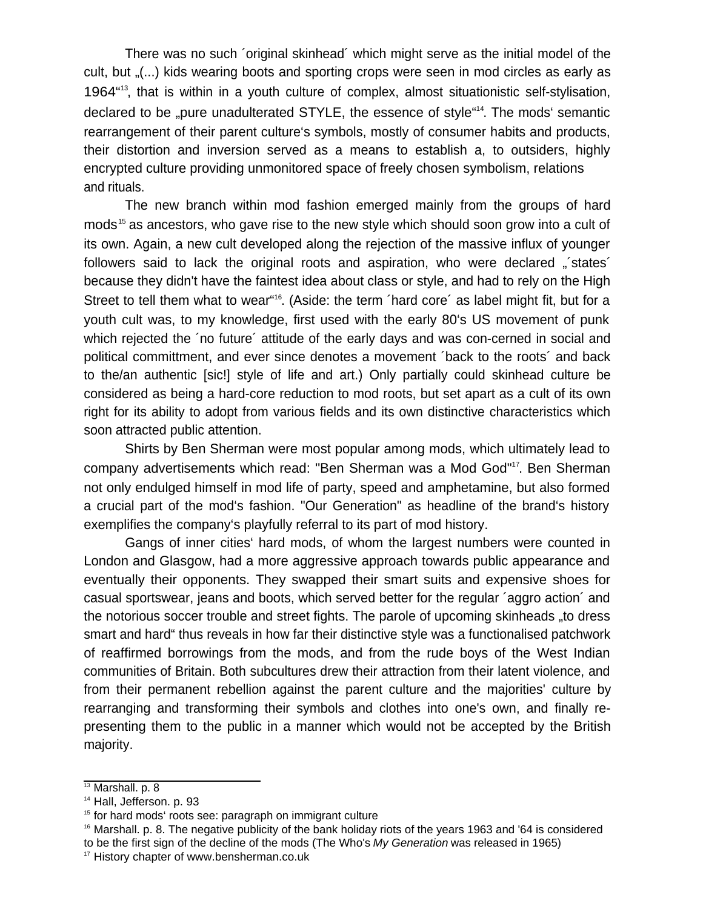There was no such ´original skinhead´ which might serve as the initial model of the cult, but „(...) kids wearing boots and sporting crops were seen in mod circles as early as 1964"[13], that is within in a youth culture of complex, almost situationistic self-stylisation, declared to be „pure unadulterated STYLE, the essence of style"[14]. The mods' semantic rearrangement of their parent culture's symbols, mostly of consumer habits and products, their distortion and inversion served as a means to establish a, to outsiders, highly encrypted culture providing unmonitored space of freely chosen symbolism, relations and rituals.

The new branch within mod fashion emerged mainly from the groups of hard mods[15] as ancestors, who gave rise to the new style which should soon grow into a cult of its own. Again, a new cult developed along the rejection of the massive influx of younger followers said to lack the original roots and aspiration, who were declared „´states´ because they didn't have the faintest idea about class or style, and had to rely on the High Street to tell them what to wear"[16]. (Aside: the term ´hard core´ as label might fit, but for a youth cult was, to my knowledge, first used with the early 80's US movement of punk which rejected the ´no future´ attitude of the early days and was con-cerned in social and political committment, and ever since denotes a movement ´back to the roots´ and back to the/an authentic [sic!] style of life and art.) Only partially could skinhead culture be considered as being a hard-core reduction to mod roots, but set apart as a cult of its own right for its ability to adopt from various fields and its own distinctive characteristics which soon attracted public attention.

Shirts by Ben Sherman were most popular among mods, which ultimately lead to company advertisements which read: "Ben Sherman was a Mod God"[17]. Ben Sherman not only endulged himself in mod life of party, speed and amphetamine, but also formed a crucial part of the mod's fashion. "Our Generation" as headline of the brand's history exemplifies the company's playfully referral to its part of mod history.

Gangs of inner cities' hard mods, of whom the largest numbers were counted in London and Glasgow, had a more aggressive approach towards public appearance and eventually their opponents. They swapped their smart suits and expensive shoes for casual sportswear, jeans and boots, which served better for the regular ´aggro action´ and the notorious soccer trouble and street fights. The parole of upcoming skinheads „to dress smart and hard" thus reveals in how far their distinctive style was a functionalised patchwork of reaffirmed borrowings from the mods, and from the rude boys of the West Indian communities of Britain. Both subcultures drew their attraction from their latent violence, and from their permanent rebellion against the parent culture and the majorities' culture by rearranging and transforming their symbols and clothes into one's own, and finally re-presenting them to the public in a manner which would not be accepted by the British majority.

---

[13] Marshall. p. 8

[14] Hall, Jefferson. p. 93

[15] for hard mods' roots see: paragraph on immigrant culture

[16] Marshall. p. 8. The negative publicity of the bank holiday riots of the years 1963 and '64 is considered to be the first sign of the decline of the mods (The Who's *My Generation* was released in 1965)

[17] History chapter of www.bensherman.co.uk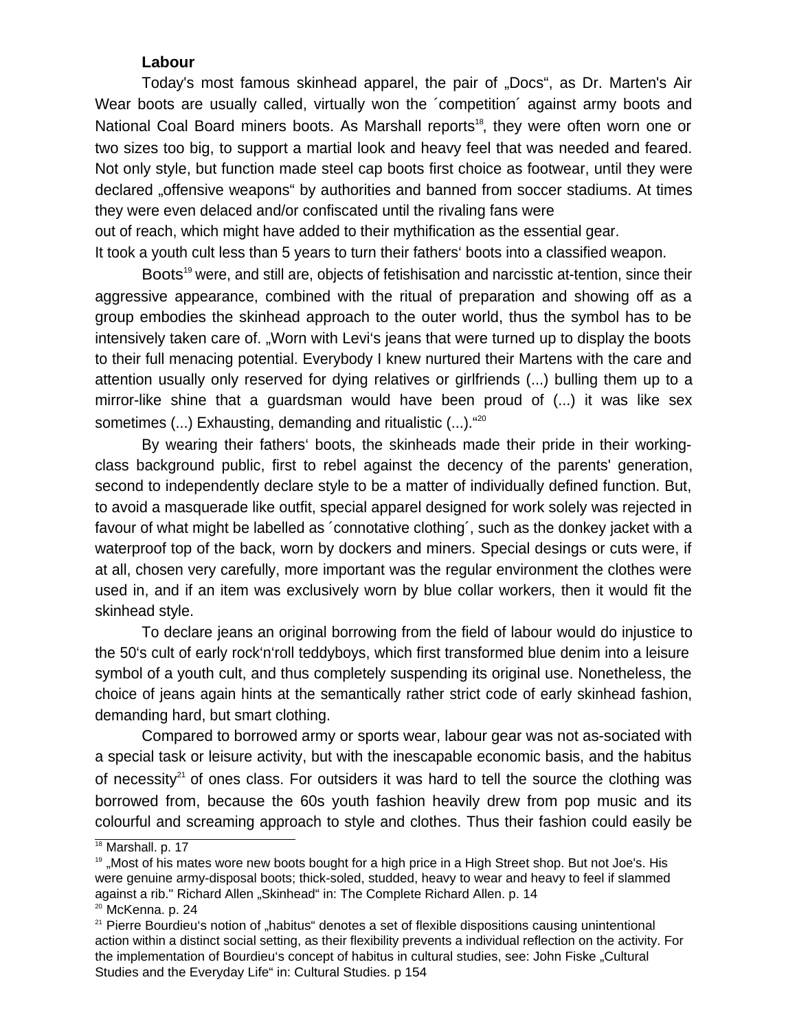**Labour**

Today's most famous skinhead apparel, the pair of „Docs", as Dr. Marten's Air Wear boots are usually called, virtually won the ´competition´ against army boots and National Coal Board miners boots. As Marshall reports[18], they were often worn one or two sizes too big, to support a martial look and heavy feel that was needed and feared. Not only style, but function made steel cap boots first choice as footwear, until they were declared „offensive weapons" by authorities and banned from soccer stadiums. At times they were even delaced and/or confiscated until the rivaling fans were out of reach, which might have added to their mythification as the essential gear. It took a youth cult less than 5 years to turn their fathers' boots into a classified weapon.

Boots[19] were, and still are, objects of fetishisation and narcisstic at-tention, since their aggressive appearance, combined with the ritual of preparation and showing off as a group embodies the skinhead approach to the outer world, thus the symbol has to be intensively taken care of. „Worn with Levi's jeans that were turned up to display the boots to their full menacing potential. Everybody I knew nurtured their Martens with the care and attention usually only reserved for dying relatives or girlfriends (...) bulling them up to a mirror-like shine that a guardsman would have been proud of (...) it was like sex sometimes (...) Exhausting, demanding and ritualistic (...)."[20]

By wearing their fathers' boots, the skinheads made their pride in their working-class background public, first to rebel against the decency of the parents' generation, second to independently declare style to be a matter of individually defined function. But, to avoid a masquerade like outfit, special apparel designed for work solely was rejected in favour of what might be labelled as ´connotative clothing´, such as the donkey jacket with a waterproof top of the back, worn by dockers and miners. Special desings or cuts were, if at all, chosen very carefully, more important was the regular environment the clothes were used in, and if an item was exclusively worn by blue collar workers, then it would fit the skinhead style.

To declare jeans an original borrowing from the field of labour would do injustice to the 50's cult of early rock'n'roll teddyboys, which first transformed blue denim into a leisure symbol of a youth cult, and thus completely suspending its original use. Nonetheless, the choice of jeans again hints at the semantically rather strict code of early skinhead fashion, demanding hard, but smart clothing.

Compared to borrowed army or sports wear, labour gear was not as-sociated with a special task or leisure activity, but with the inescapable economic basis, and the habitus of necessity[21] of ones class. For outsiders it was hard to tell the source the clothing was borrowed from, because the 60s youth fashion heavily drew from pop music and its colourful and screaming approach to style and clothes. Thus their fashion could easily be

---

[18] Marshall. p. 17

[19] „Most of his mates wore new boots bought for a high price in a High Street shop. But not Joe's. His were genuine army-disposal boots; thick-soled, studded, heavy to wear and heavy to feel if slammed against a rib." Richard Allen „Skinhead" in: The Complete Richard Allen. p. 14

[20] McKenna. p. 24

[21] Pierre Bourdieu's notion of „habitus" denotes a set of flexible dispositions causing unintentional action within a distinct social setting, as their flexibility prevents a individual reflection on the activity. For the implementation of Bourdieu's concept of habitus in cultural studies, see: John Fiske „Cultural Studies and the Everyday Life" in: Cultural Studies. p 154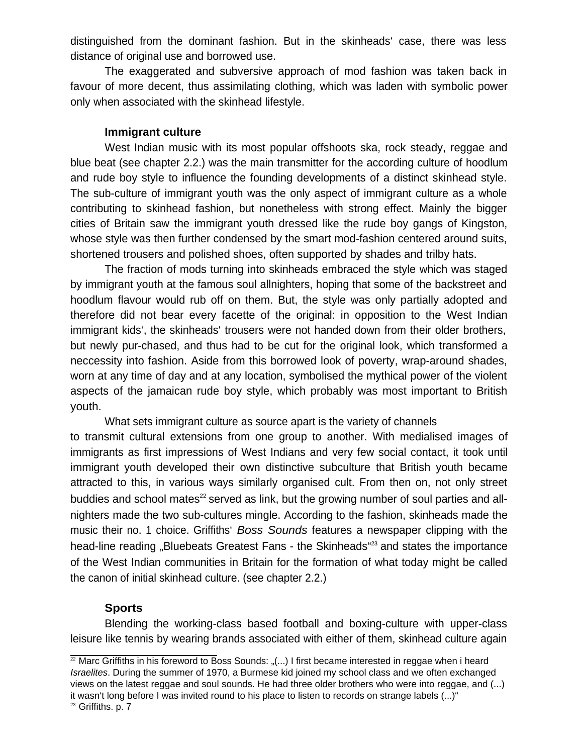distinguished from the dominant fashion. But in the skinheads‘ case, there was less distance of original use and borrowed use.

The exaggerated and subversive approach of mod fashion was taken back in favour of more decent, thus assimilating clothing, which was laden with symbolic power only when associated with the skinhead lifestyle.

**Immigrant culture**

West Indian music with its most popular offshoots ska, rock steady, reggae and blue beat (see chapter 2.2.) was the main transmitter for the according culture of hoodlum and rude boy style to influence the founding developments of a distinct skinhead style. The sub-culture of immigrant youth was the only aspect of immigrant culture as a whole contributing to skinhead fashion, but nonetheless with strong effect. Mainly the bigger cities of Britain saw the immigrant youth dressed like the rude boy gangs of Kingston, whose style was then further condensed by the smart mod-fashion centered around suits, shortened trousers and polished shoes, often supported by shades and trilby hats.

The fraction of mods turning into skinheads embraced the style which was staged by immigrant youth at the famous soul allnighters, hoping that some of the backstreet and hoodlum flavour would rub off on them. But, the style was only partially adopted and therefore did not bear every facette of the original: in opposition to the West Indian immigrant kids‘, the skinheads‘ trousers were not handed down from their older brothers, but newly pur-chased, and thus had to be cut for the original look, which transformed a neccessity into fashion. Aside from this borrowed look of poverty, wrap-around shades, worn at any time of day and at any location, symbolised the mythical power of the violent aspects of the jamaican rude boy style, which probably was most important to British youth.

What sets immigrant culture as source apart is the variety of channels to transmit cultural extensions from one group to another. With medialised images of immigrants as first impressions of West Indians and very few social contact, it took until immigrant youth developed their own distinctive subculture that British youth became attracted to this, in various ways similarly organised cult. From then on, not only street buddies and school mates[22] served as link, but the growing number of soul parties and all-nighters made the two sub-cultures mingle. According to the fashion, skinheads made the music their no. 1 choice. Griffiths‘ *Boss Sounds* features a newspaper clipping with the head-line reading „Bluebeats Greatest Fans - the Skinheads“[23] and states the importance of the West Indian communities in Britain for the formation of what today might be called the canon of initial skinhead culture. (see chapter 2.2.)

**Sports**

Blending the working-class based football and boxing-culture with upper-class leisure like tennis by wearing brands associated with either of them, skinhead culture again

---

[22] Marc Griffiths in his foreword to Boss Sounds: „(...) I first became interested in reggae when i heard *Israelites*. During the summer of 1970, a Burmese kid joined my school class and we often exchanged views on the latest reggae and soul sounds. He had three older brothers who were into reggae, and (...) it wasn‘t long before I was invited round to his place to listen to records on strange labels (...)“

[23] Griffiths. p. 7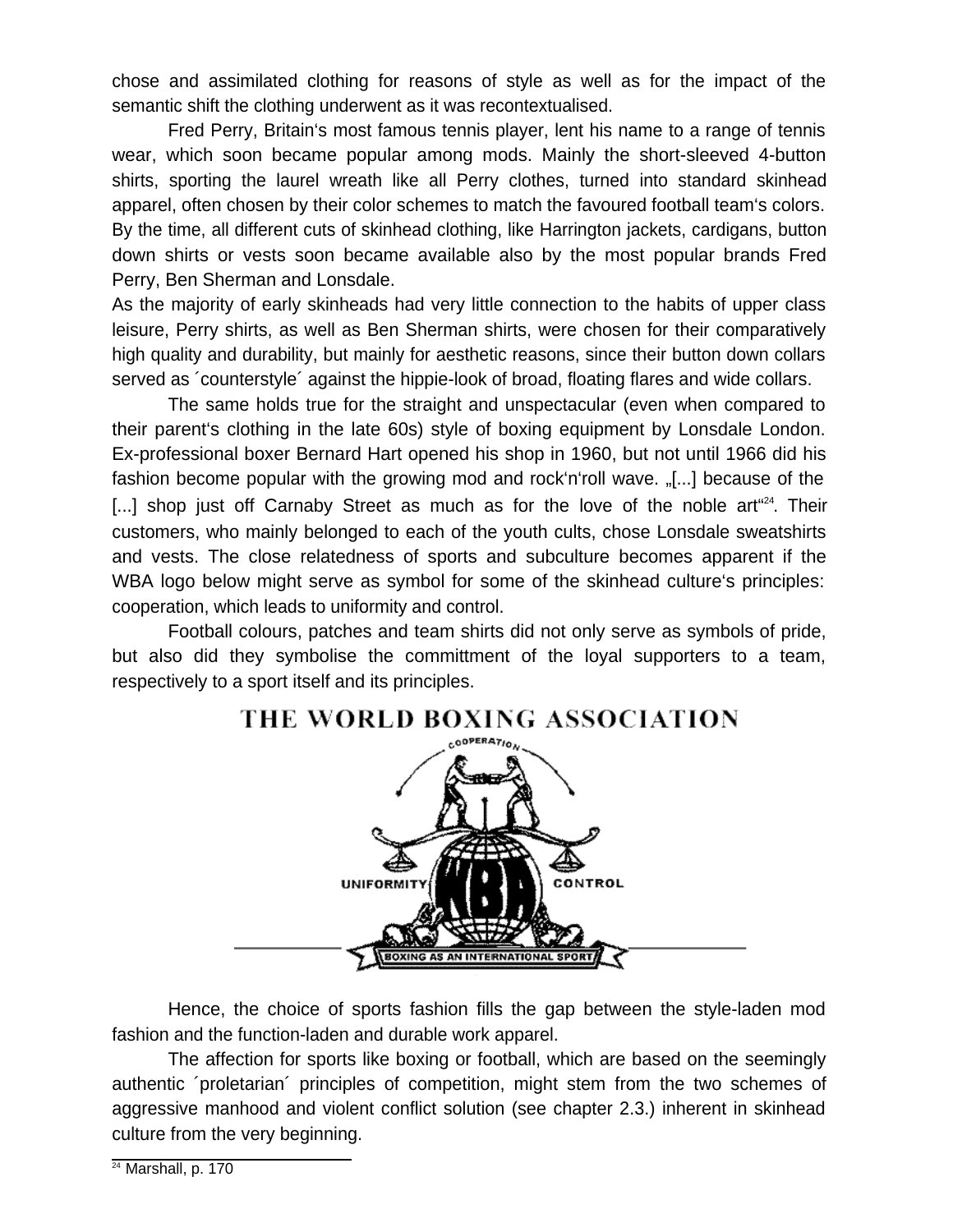chose and assimilated clothing for reasons of style as well as for the impact of the semantic shift the clothing underwent as it was recontextualised.

Fred Perry, Britain's most famous tennis player, lent his name to a range of tennis wear, which soon became popular among mods. Mainly the short-sleeved 4-button shirts, sporting the laurel wreath like all Perry clothes, turned into standard skinhead apparel, often chosen by their color schemes to match the favoured football team's colors. By the time, all different cuts of skinhead clothing, like Harrington jackets, cardigans, button down shirts or vests soon became available also by the most popular brands Fred Perry, Ben Sherman and Lonsdale.

As the majority of early skinheads had very little connection to the habits of upper class leisure, Perry shirts, as well as Ben Sherman shirts, were chosen for their comparatively high quality and durability, but mainly for aesthetic reasons, since their button down collars served as ´counterstyle´ against the hippie-look of broad, floating flares and wide collars.

The same holds true for the straight and unspectacular (even when compared to their parent's clothing in the late 60s) style of boxing equipment by Lonsdale London. Ex-professional boxer Bernard Hart opened his shop in 1960, but not until 1966 did his fashion become popular with the growing mod and rock'n'roll wave. „[...] because of the [...] shop just off Carnaby Street as much as for the love of the noble art"[24]. Their customers, who mainly belonged to each of the youth cults, chose Lonsdale sweatshirts and vests. The close relatedness of sports and subculture becomes apparent if the WBA logo below might serve as symbol for some of the skinhead culture's principles: cooperation, which leads to uniformity and control.

Football colours, patches and team shirts did not only serve as symbols of pride, but also did they symbolise the committment of the loyal supporters to a team, respectively to a sport itself and its principles.

THE WORLD BOXING ASSOCIATION

COOPERATION

UNIFORMITY

WBA

CONTROL

BOXING AS AN INTERNATIONAL SPORT

Hence, the choice of sports fashion fills the gap between the style-laden mod fashion and the function-laden and durable work apparel.

The affection for sports like boxing or football, which are based on the seemingly authentic ´proletarian´ principles of competition, might stem from the two schemes of aggressive manhood and violent conflict solution (see chapter 2.3.) inherent in skinhead culture from the very beginning.

[24] Marshall, p. 170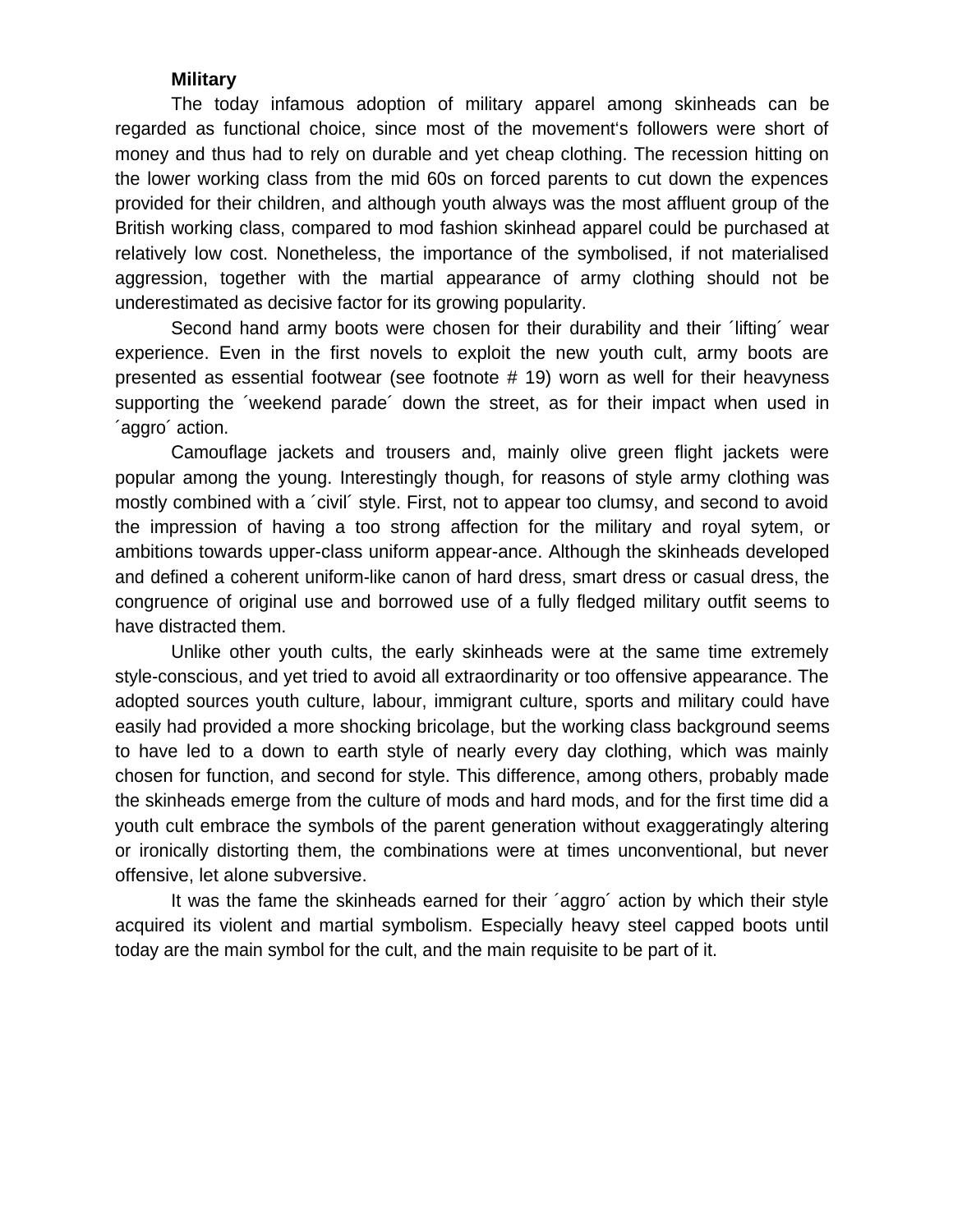### Military

The today infamous adoption of military apparel among skinheads can be regarded as functional choice, since most of the movement‘s followers were short of money and thus had to rely on durable and yet cheap clothing. The recession hitting on the lower working class from the mid 60s on forced parents to cut down the expences provided for their children, and although youth always was the most affluent group of the British working class, compared to mod fashion skinhead apparel could be purchased at relatively low cost. Nonetheless, the importance of the symbolised, if not materialised aggression, together with the martial appearance of army clothing should not be underestimated as decisive factor for its growing popularity.

Second hand army boots were chosen for their durability and their ´lifting´ wear experience. Even in the first novels to exploit the new youth cult, army boots are presented as essential footwear (see footnote # 19) worn as well for their heavyness supporting the ´weekend parade´ down the street, as for their impact when used in ´aggro´ action.

Camouflage jackets and trousers and, mainly olive green flight jackets were popular among the young. Interestingly though, for reasons of style army clothing was mostly combined with a ´civil´ style. First, not to appear too clumsy, and second to avoid the impression of having a too strong affection for the military and royal sytem, or ambitions towards upper-class uniform appear-ance. Although the skinheads developed and defined a coherent uniform-like canon of hard dress, smart dress or casual dress, the congruence of original use and borrowed use of a fully fledged military outfit seems to have distracted them.

Unlike other youth cults, the early skinheads were at the same time extremely style-conscious, and yet tried to avoid all extraordinarity or too offensive appearance. The adopted sources youth culture, labour, immigrant culture, sports and military could have easily had provided a more shocking bricolage, but the working class background seems to have led to a down to earth style of nearly every day clothing, which was mainly chosen for function, and second for style. This difference, among others, probably made the skinheads emerge from the culture of mods and hard mods, and for the first time did a youth cult embrace the symbols of the parent generation without exaggeratingly altering or ironically distorting them, the combinations were at times unconventional, but never offensive, let alone subversive.

It was the fame the skinheads earned for their ´aggro´ action by which their style acquired its violent and martial symbolism. Especially heavy steel capped boots until today are the main symbol for the cult, and the main requisite to be part of it.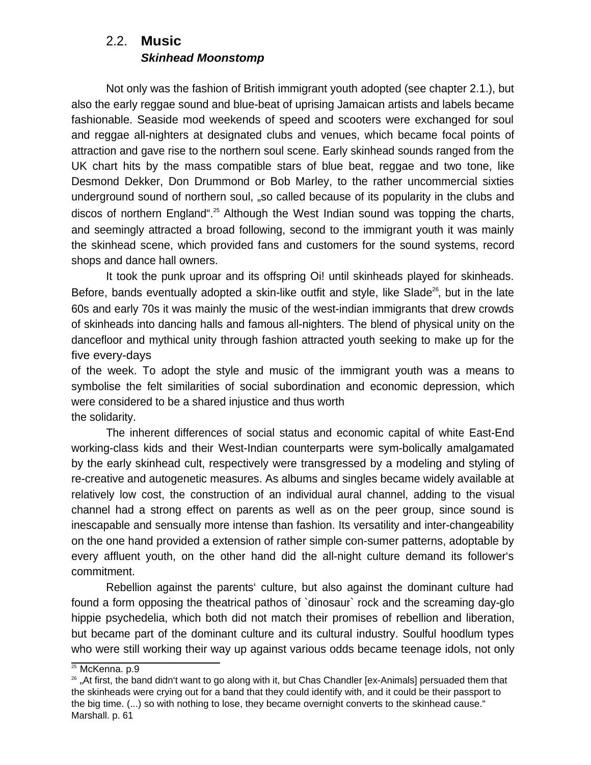## 2.2. **Music**

***Skinhead Moonstomp***

Not only was the fashion of British immigrant youth adopted (see chapter 2.1.), but also the early reggae sound and blue-beat of uprising Jamaican artists and labels became fashionable. Seaside mod weekends of speed and scooters were exchanged for soul and reggae all-nighters at designated clubs and venues, which became focal points of attraction and gave rise to the northern soul scene. Early skinhead sounds ranged from the UK chart hits by the mass compatible stars of blue beat, reggae and two tone, like Desmond Dekker, Don Drummond or Bob Marley, to the rather uncommercial sixties underground sound of northern soul, „so called because of its popularity in the clubs and discos of northern England“.[25] Although the West Indian sound was topping the charts, and seemingly attracted a broad following, second to the immigrant youth it was mainly the skinhead scene, which provided fans and customers for the sound systems, record shops and dance hall owners.

It took the punk uproar and its offspring Oi! until skinheads played for skinheads. Before, bands eventually adopted a skin-like outfit and style, like Slade[26], but in the late 60s and early 70s it was mainly the music of the west-indian immigrants that drew crowds of skinheads into dancing halls and famous all-nighters. The blend of physical unity on the dancefloor and mythical unity through fashion attracted youth seeking to make up for the five every-days of the week. To adopt the style and music of the immigrant youth was a means to symbolise the felt similarities of social subordination and economic depression, which were considered to be a shared injustice and thus worth the solidarity.

The inherent differences of social status and economic capital of white East-End working-class kids and their West-Indian counterparts were sym-bolically amalgamated by the early skinhead cult, respectively were transgressed by a modeling and styling of re-creative and autogenetic measures. As albums and singles became widely available at relatively low cost, the construction of an individual aural channel, adding to the visual channel had a strong effect on parents as well as on the peer group, since sound is inescapable and sensually more intense than fashion. Its versatility and inter-changeability on the one hand provided a extension of rather simple con-sumer patterns, adoptable by every affluent youth, on the other hand did the all-night culture demand its follower‘s commitment.

Rebellion against the parents‘ culture, but also against the dominant culture had found a form opposing the theatrical pathos of `dinosaur` rock and the screaming day-glo hippie psychedelia, which both did not match their promises of rebellion and liberation, but became part of the dominant culture and its cultural industry. Soulful hoodlum types who were still working their way up against various odds became teenage idols, not only

---

[25] McKenna. p.9

[26] „At first, the band didn‘t want to go along with it, but Chas Chandler [ex-Animals] persuaded them that the skinheads were crying out for a band that they could identify with, and it could be their passport to the big time. (...) so with nothing to lose, they became overnight converts to the skinhead cause.“ Marshall. p. 61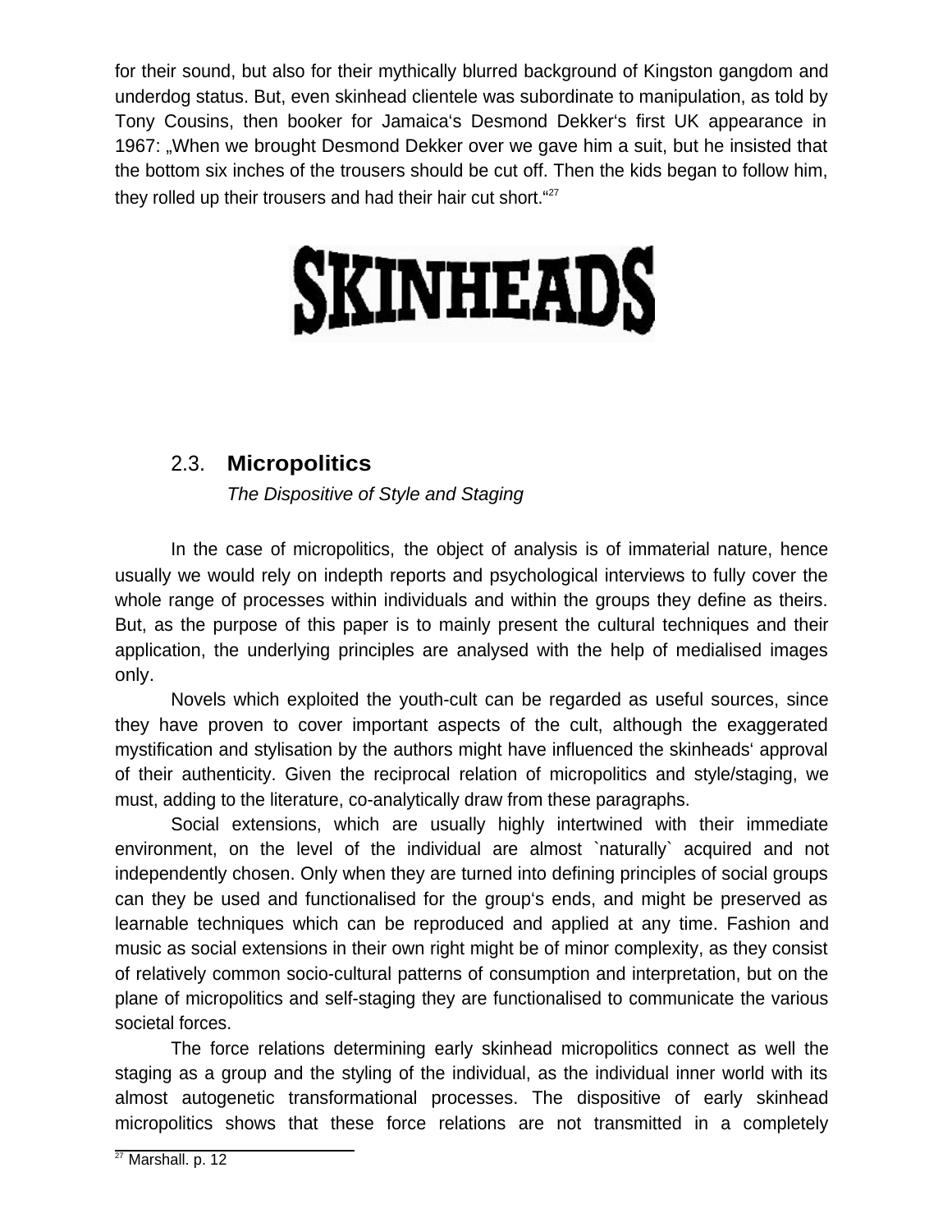for their sound, but also for their mythically blurred background of Kingston gangdom and underdog status. But, even skinhead clientele was subordinate to manipulation, as told by Tony Cousins, then booker for Jamaica's Desmond Dekker's first UK appearance in 1967: „When we brought Desmond Dekker over we gave him a suit, but he insisted that the bottom six inches of the trousers should be cut off. Then the kids began to follow him, they rolled up their trousers and had their hair cut short."[27]

SKINHEADS

## 2.3. **Micropolitics**

*The Dispositive of Style and Staging*

In the case of micropolitics, the object of analysis is of immaterial nature, hence usually we would rely on indepth reports and psychological interviews to fully cover the whole range of processes within individuals and within the groups they define as theirs. But, as the purpose of this paper is to mainly present the cultural techniques and their application, the underlying principles are analysed with the help of medialised images only.

Novels which exploited the youth-cult can be regarded as useful sources, since they have proven to cover important aspects of the cult, although the exaggerated mystification and stylisation by the authors might have influenced the skinheads' approval of their authenticity. Given the reciprocal relation of micropolitics and style/staging, we must, adding to the literature, co-analytically draw from these paragraphs.

Social extensions, which are usually highly intertwined with their immediate environment, on the level of the individual are almost `naturally` acquired and not independently chosen. Only when they are turned into defining principles of social groups can they be used and functionalised for the group's ends, and might be preserved as learnable techniques which can be reproduced and applied at any time. Fashion and music as social extensions in their own right might be of minor complexity, as they consist of relatively common socio-cultural patterns of consumption and interpretation, but on the plane of micropolitics and self-staging they are functionalised to communicate the various societal forces.

The force relations determining early skinhead micropolitics connect as well the staging as a group and the styling of the individual, as the individual inner world with its almost autogenetic transformational processes. The dispositive of early skinhead micropolitics shows that these force relations are not transmitted in a completely

[27] Marshall. p. 12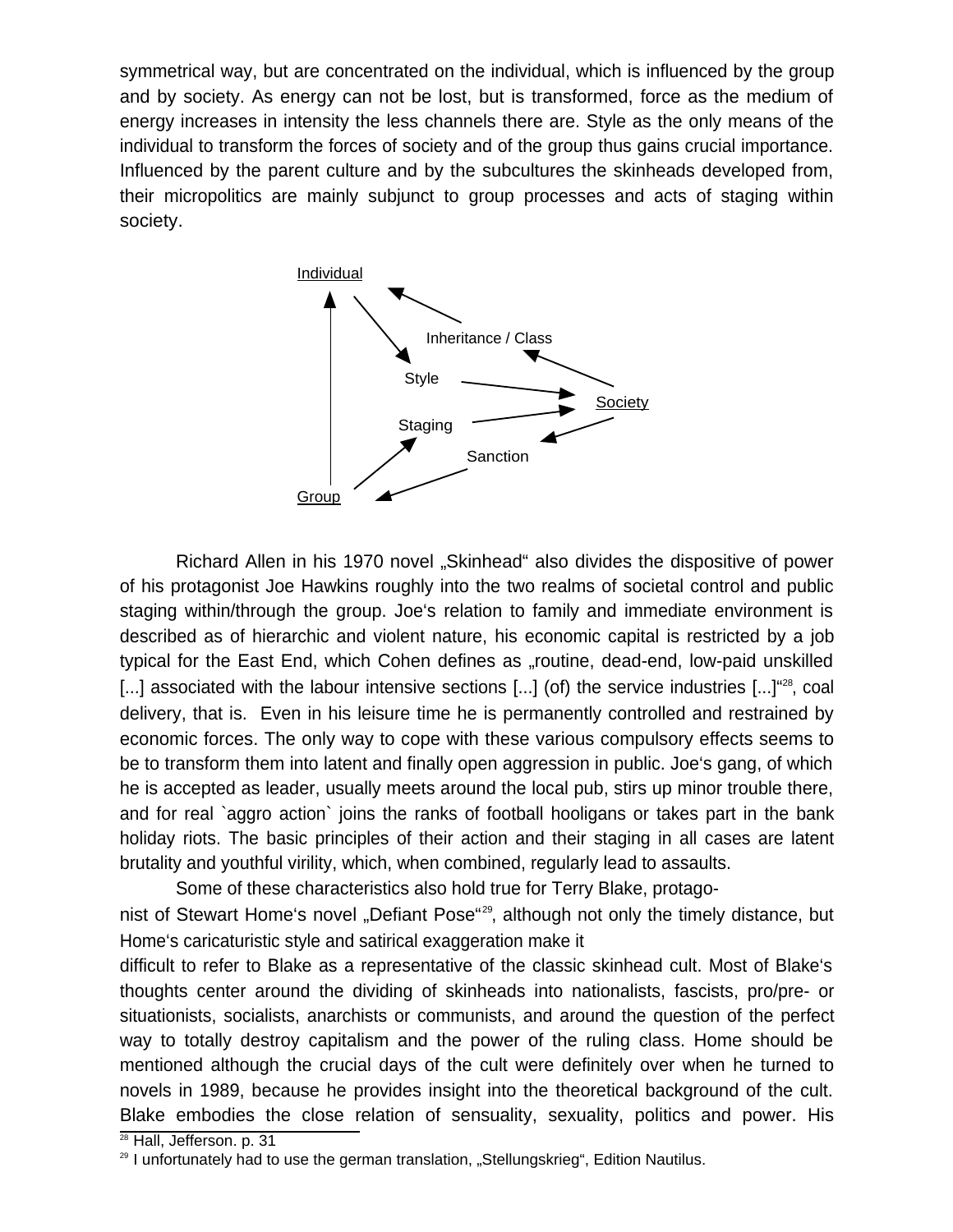symmetrical way, but are concentrated on the individual, which is influenced by the group and by society. As energy can not be lost, but is transformed, force as the medium of energy increases in intensity the less channels there are. Style as the only means of the individual to transform the forces of society and of the group thus gains crucial importance. Influenced by the parent culture and by the subcultures the skinheads developed from, their micropolitics are mainly subjunct to group processes and acts of staging within society.

Individual

Inheritance / Class

Style

Society

Staging

Sanction

Group

Richard Allen in his 1970 novel „Skinhead" also divides the dispositive of power of his protagonist Joe Hawkins roughly into the two realms of societal control and public staging within/through the group. Joe's relation to family and immediate environment is described as of hierarchic and violent nature, his economic capital is restricted by a job typical for the East End, which Cohen defines as „routine, dead-end, low-paid unskilled [...] associated with the labour intensive sections [...] (of) the service industries [...]"[28], coal delivery, that is. Even in his leisure time he is permanently controlled and restrained by economic forces. The only way to cope with these various compulsory effects seems to be to transform them into latent and finally open aggression in public. Joe's gang, of which he is accepted as leader, usually meets around the local pub, stirs up minor trouble there, and for real `aggro action` joins the ranks of football hooligans or takes part in the bank holiday riots. The basic principles of their action and their staging in all cases are latent brutality and youthful virility, which, when combined, regularly lead to assaults.

Some of these characteristics also hold true for Terry Blake, protagonist of Stewart Home's novel „Defiant Pose"[29], although not only the timely distance, but Home's caricaturistic style and satirical exaggeration make it difficult to refer to Blake as a representative of the classic skinhead cult. Most of Blake's thoughts center around the dividing of skinheads into nationalists, fascists, pro/pre- or situationists, socialists, anarchists or communists, and around the question of the perfect way to totally destroy capitalism and the power of the ruling class. Home should be mentioned although the crucial days of the cult were definitely over when he turned to novels in 1989, because he provides insight into the theoretical background of the cult. Blake embodies the close relation of sensuality, sexuality, politics and power. His

[28] Hall, Jefferson. p. 31

[29] I unfortunately had to use the german translation, „Stellungskrieg", Edition Nautilus.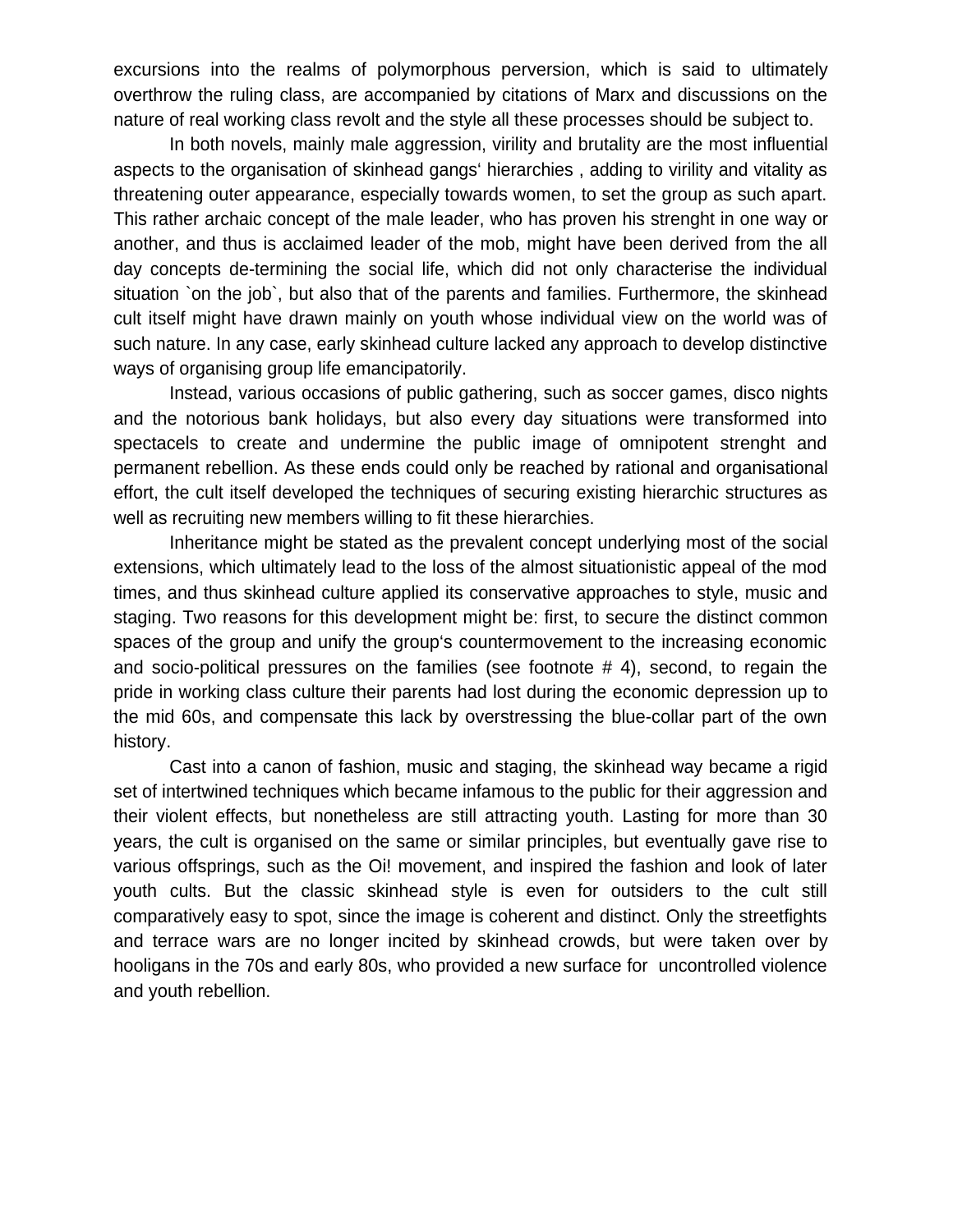excursions into the realms of polymorphous perversion, which is said to ultimately overthrow the ruling class, are accompanied by citations of Marx and discussions on the nature of real working class revolt and the style all these processes should be subject to.

In both novels, mainly male aggression, virility and brutality are the most influential aspects to the organisation of skinhead gangs' hierarchies , adding to virility and vitality as threatening outer appearance, especially towards women, to set the group as such apart. This rather archaic concept of the male leader, who has proven his strenght in one way or another, and thus is acclaimed leader of the mob, might have been derived from the all day concepts de-termining the social life, which did not only characterise the individual situation `on the job`, but also that of the parents and families. Furthermore, the skinhead cult itself might have drawn mainly on youth whose individual view on the world was of such nature. In any case, early skinhead culture lacked any approach to develop distinctive ways of organising group life emancipatorily.

Instead, various occasions of public gathering, such as soccer games, disco nights and the notorious bank holidays, but also every day situations were transformed into spectacels to create and undermine the public image of omnipotent strenght and permanent rebellion. As these ends could only be reached by rational and organisational effort, the cult itself developed the techniques of securing existing hierarchic structures as well as recruiting new members willing to fit these hierarchies.

Inheritance might be stated as the prevalent concept underlying most of the social extensions, which ultimately lead to the loss of the almost situationistic appeal of the mod times, and thus skinhead culture applied its conservative approaches to style, music and staging. Two reasons for this development might be: first, to secure the distinct common spaces of the group and unify the group's countermovement to the increasing economic and socio-political pressures on the families (see footnote # 4), second, to regain the pride in working class culture their parents had lost during the economic depression up to the mid 60s, and compensate this lack by overstressing the blue-collar part of the own history.

Cast into a canon of fashion, music and staging, the skinhead way became a rigid set of intertwined techniques which became infamous to the public for their aggression and their violent effects, but nonetheless are still attracting youth. Lasting for more than 30 years, the cult is organised on the same or similar principles, but eventually gave rise to various offsprings, such as the Oi! movement, and inspired the fashion and look of later youth cults. But the classic skinhead style is even for outsiders to the cult still comparatively easy to spot, since the image is coherent and distinct. Only the streetfights and terrace wars are no longer incited by skinhead crowds, but were taken over by hooligans in the 70s and early 80s, who provided a new surface for uncontrolled violence and youth rebellion.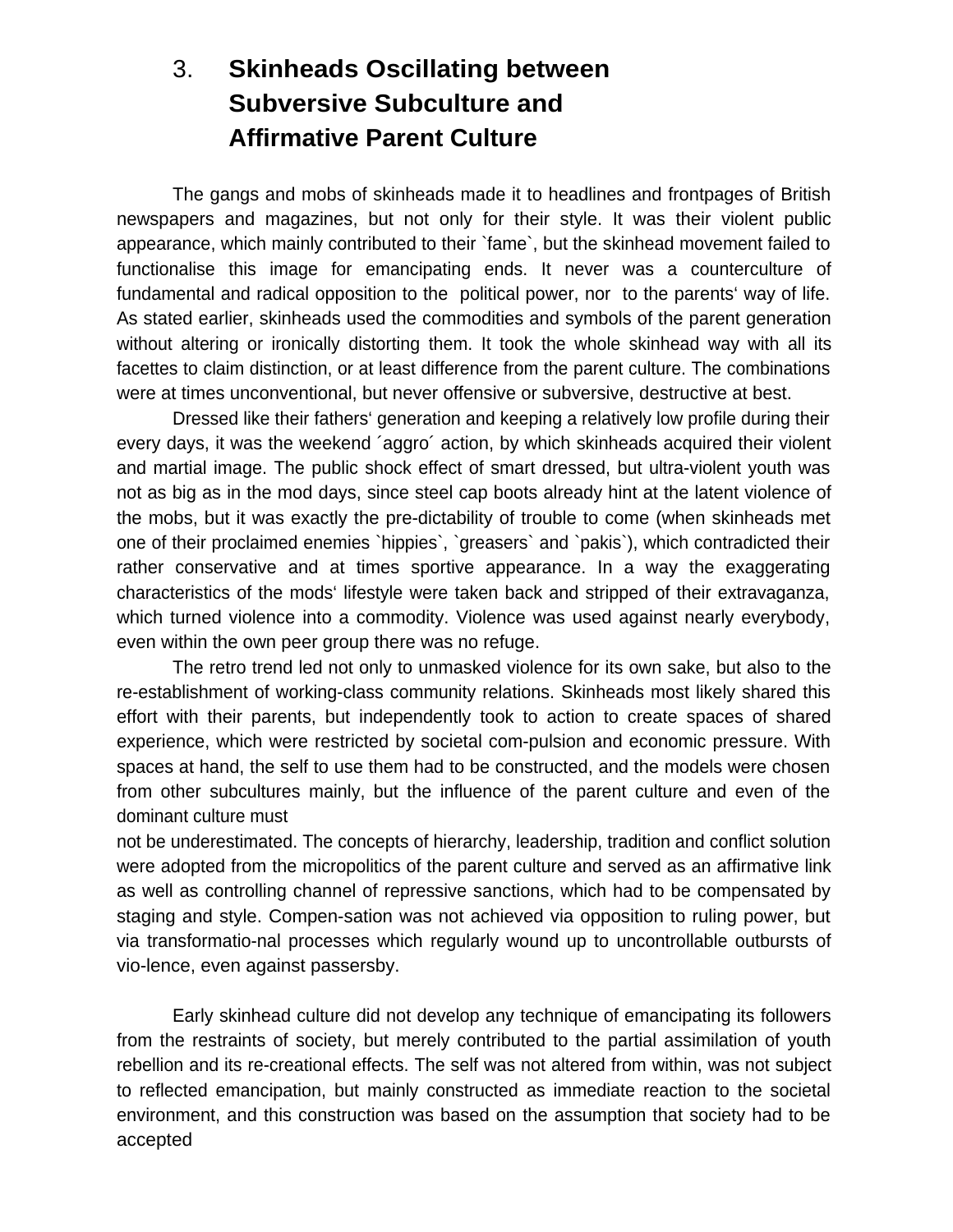## 3. Skinheads Oscillating between Subversive Subculture and Affirmative Parent Culture

The gangs and mobs of skinheads made it to headlines and frontpages of British newspapers and magazines, but not only for their style. It was their violent public appearance, which mainly contributed to their `fame`, but the skinhead movement failed to functionalise this image for emancipating ends. It never was a counterculture of fundamental and radical opposition to the political power, nor to the parents‘ way of life. As stated earlier, skinheads used the commodities and symbols of the parent generation without altering or ironically distorting them. It took the whole skinhead way with all its facettes to claim distinction, or at least difference from the parent culture. The combinations were at times unconventional, but never offensive or subversive, destructive at best.

Dressed like their fathers‘ generation and keeping a relatively low profile during their every days, it was the weekend ´aggro´ action, by which skinheads acquired their violent and martial image. The public shock effect of smart dressed, but ultra-violent youth was not as big as in the mod days, since steel cap boots already hint at the latent violence of the mobs, but it was exactly the pre-dictability of trouble to come (when skinheads met one of their proclaimed enemies `hippies`, `greasers` and `pakis`), which contradicted their rather conservative and at times sportive appearance. In a way the exaggerating characteristics of the mods‘ lifestyle were taken back and stripped of their extravaganza, which turned violence into a commodity. Violence was used against nearly everybody, even within the own peer group there was no refuge.

The retro trend led not only to unmasked violence for its own sake, but also to the re-establishment of working-class community relations. Skinheads most likely shared this effort with their parents, but independently took to action to create spaces of shared experience, which were restricted by societal com-pulsion and economic pressure. With spaces at hand, the self to use them had to be constructed, and the models were chosen from other subcultures mainly, but the influence of the parent culture and even of the dominant culture must not be underestimated. The concepts of hierarchy, leadership, tradition and conflict solution were adopted from the micropolitics of the parent culture and served as an affirmative link as well as controlling channel of repressive sanctions, which had to be compensated by staging and style. Compen-sation was not achieved via opposition to ruling power, but via transformatio-nal processes which regularly wound up to uncontrollable outbursts of vio-lence, even against passersby.

Early skinhead culture did not develop any technique of emancipating its followers from the restraints of society, but merely contributed to the partial assimilation of youth rebellion and its re-creational effects. The self was not altered from within, was not subject to reflected emancipation, but mainly constructed as immediate reaction to the societal environment, and this construction was based on the assumption that society had to be accepted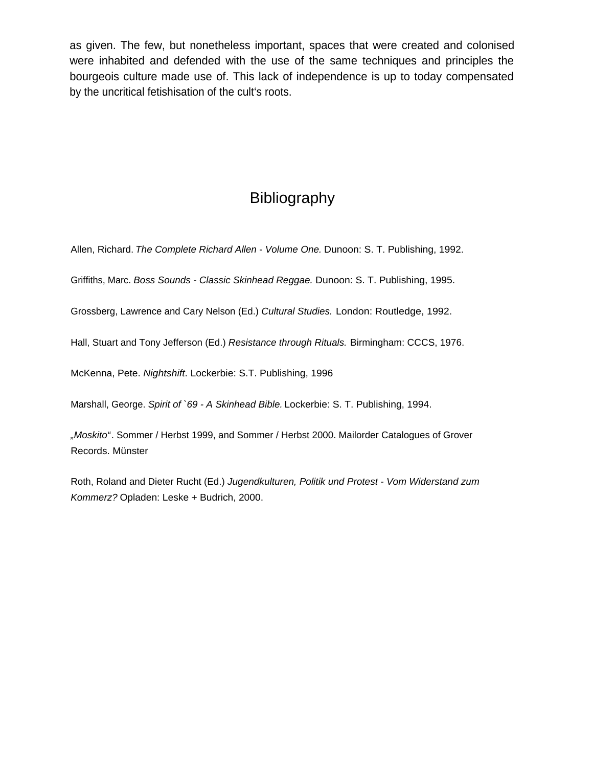as given. The few, but nonetheless important, spaces that were created and colonised were inhabited and defended with the use of the same techniques and principles the bourgeois culture made use of. This lack of independence is up to today compensated by the uncritical fetishisation of the cult's roots.

# Bibliography

Allen, Richard. *The Complete Richard Allen - Volume One.* Dunoon: S. T. Publishing, 1992.

Griffiths, Marc. *Boss Sounds - Classic Skinhead Reggae.* Dunoon: S. T. Publishing, 1995.

Grossberg, Lawrence and Cary Nelson (Ed.) *Cultural Studies.* London: Routledge, 1992.

Hall, Stuart and Tony Jefferson (Ed.) *Resistance through Rituals.* Birmingham: CCCS, 1976.

McKenna, Pete. *Nightshift*. Lockerbie: S.T. Publishing, 1996

Marshall, George. *Spirit of `69 - A Skinhead Bible.* Lockerbie: S. T. Publishing, 1994.

*„Moskito"*. Sommer / Herbst 1999, and Sommer / Herbst 2000. Mailorder Catalogues of Grover Records. Münster

Roth, Roland and Dieter Rucht (Ed.) *Jugendkulturen, Politik und Protest - Vom Widerstand zum Kommerz?* Opladen: Leske + Budrich, 2000.